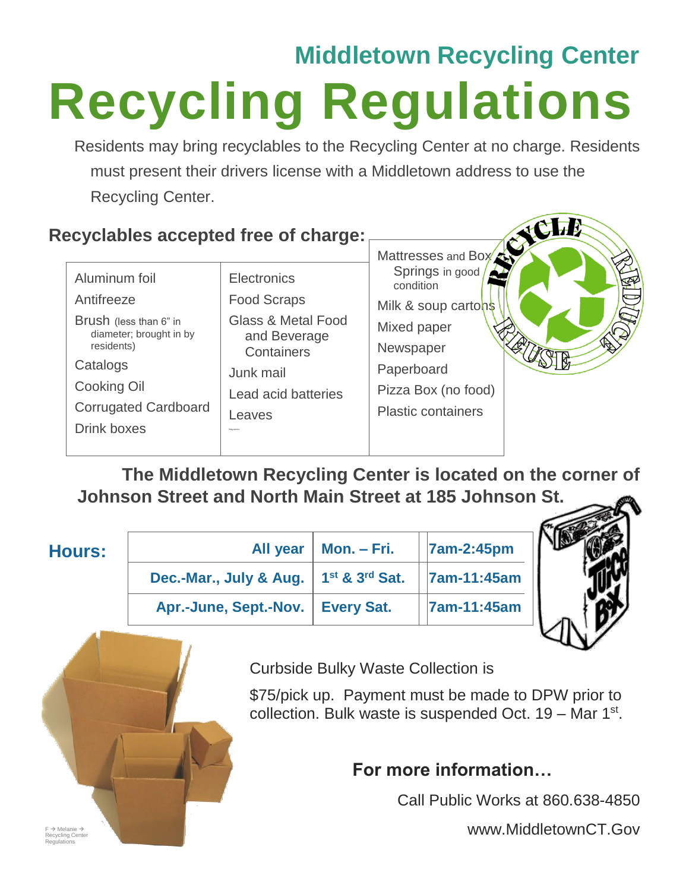## Middletown Recycling Center

# Recycling Regulations

Residents may bring recyclables to the Recycling Center at no charge. Residents must present their drivers license with a Middletown address to use the Recycling Center.

### Recyclables accepted free of charge:

| | | |
|---|---|---|
| Aluminum foil | Electronics | Mattresses and Box Springs in good condition |
| Antifreeze | Food Scraps | Milk & soup cartons |
| Brush (less than 6" in diameter; brought in by residents) | Glass & Metal Food and Beverage Containers | Mixed paper |
| Catalogs | Junk mail | Newspaper |
| Cooking Oil | Lead acid batteries | Paperboard |
| Corrugated Cardboard | Leaves | Pizza Box (no food) |
| Drink boxes | | Plastic containers |

**The Middletown Recycling Center is located on the corner of Johnson Street and North Main Street at 185 Johnson St.**

### Hours:

| | | |
|---|---|---|
| **All year** | **Mon. – Fri.** | **7am-2:45pm** |
| **Dec.-Mar., July & Aug.** | **1st & 3rd Sat.** | **7am-11:45am** |
| **Apr.-June, Sept.-Nov.** | **Every Sat.** | **7am-11:45am** |

Curbside Bulky Waste Collection is

$75/pick up. Payment must be made to DPW prior to collection. Bulk waste is suspended Oct. 19 – Mar 1st.

### For more information…

Call Public Works at 860.638-4850

www.MiddletownCT.Gov

F → Melanie → Recycling Center Regulations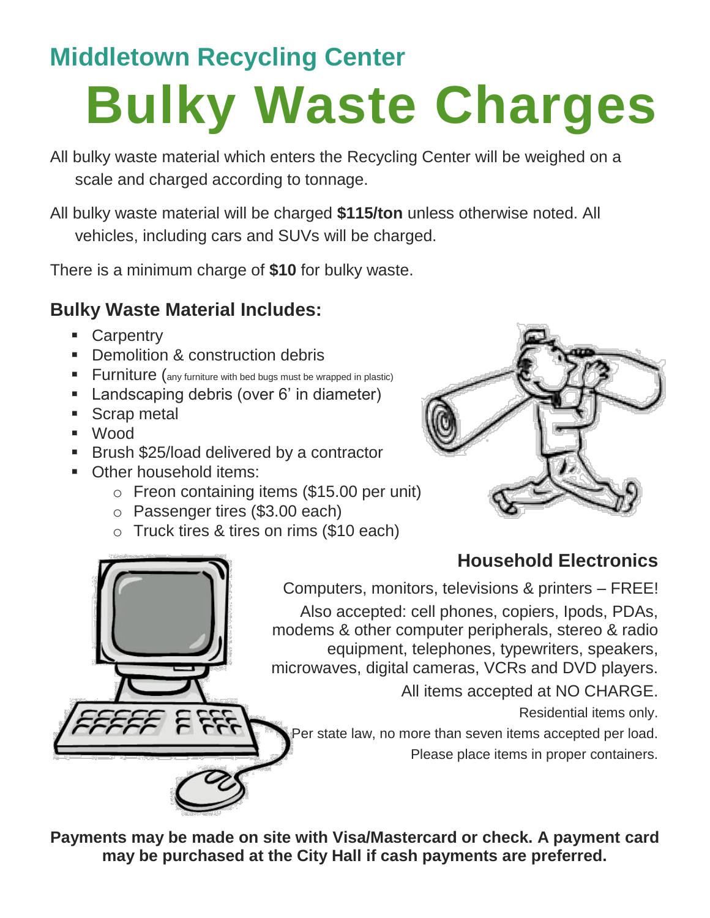## Middletown Recycling Center

# Bulky Waste Charges

All bulky waste material which enters the Recycling Center will be weighed on a scale and charged according to tonnage.

All bulky waste material will be charged **$115/ton** unless otherwise noted. All vehicles, including cars and SUVs will be charged.

There is a minimum charge of **$10** for bulky waste.

### Bulky Waste Material Includes:

- Carpentry
- Demolition & construction debris
- Furniture (any furniture with bed bugs must be wrapped in plastic)
- Landscaping debris (over 6' in diameter)
- Scrap metal
- Wood
- Brush $25/load delivered by a contractor
- Other household items:
  - Freon containing items ($15.00 per unit)
  - Passenger tires ($3.00 each)
  - Truck tires & tires on rims ($10 each)

### Household Electronics

Computers, monitors, televisions & printers – FREE!

Also accepted: cell phones, copiers, Ipods, PDAs, modems & other computer peripherals, stereo & radio equipment, telephones, typewriters, speakers, microwaves, digital cameras, VCRs and DVD players.

All items accepted at NO CHARGE.

Residential items only.

Per state law, no more than seven items accepted per load.

Please place items in proper containers.

**Payments may be made on site with Visa/Mastercard or check. A payment card may be purchased at the City Hall if cash payments are preferred.**